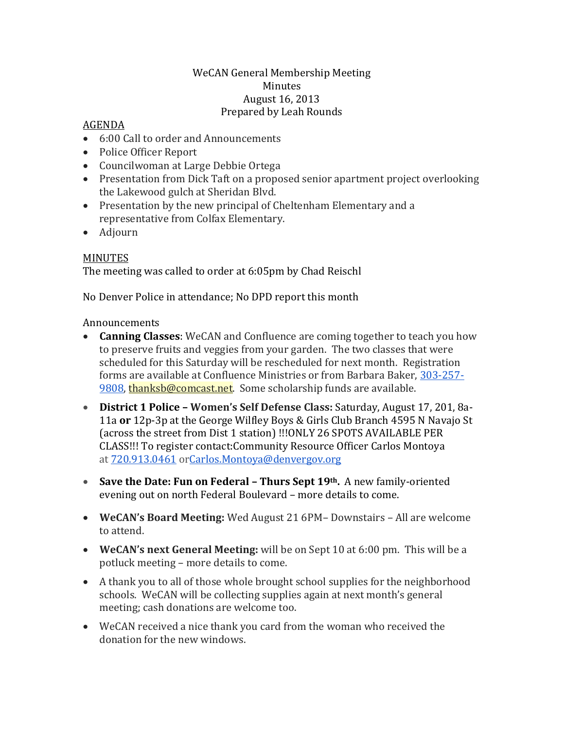WeCAN General Membership Meeting
Minutes
August 16, 2013
Prepared by Leah Rounds

AGENDA

- 6:00 Call to order and Announcements
- Police Officer Report
- Councilwoman at Large Debbie Ortega
- Presentation from Dick Taft on a proposed senior apartment project overlooking the Lakewood gulch at Sheridan Blvd.
- Presentation by the new principal of Cheltenham Elementary and a representative from Colfax Elementary.
- Adjourn

MINUTES

The meeting was called to order at 6:05pm by Chad Reischl

No Denver Police in attendance; No DPD report this month

Announcements

- **Canning Classes**: WeCAN and Confluence are coming together to teach you how to preserve fruits and veggies from your garden. The two classes that were scheduled for this Saturday will be rescheduled for next month. Registration forms are available at Confluence Ministries or from Barbara Baker, 303-257-9808, thanksb@comcast.net. Some scholarship funds are available.
- **District 1 Police – Women's Self Defense Class:** Saturday, August 17, 201, 8a-11a **or** 12p-3p at the George Wilfley Boys & Girls Club Branch 4595 N Navajo St (across the street from Dist 1 station) !!!ONLY 26 SPOTS AVAILABLE PER CLASS!!! To register contact:Community Resource Officer Carlos Montoya at 720.913.0461 orCarlos.Montoya@denvergov.org
- **Save the Date: Fun on Federal – Thurs Sept 19th.** A new family-oriented evening out on north Federal Boulevard – more details to come.
- **WeCAN's Board Meeting:** Wed August 21 6PM– Downstairs – All are welcome to attend.
- **WeCAN's next General Meeting:** will be on Sept 10 at 6:00 pm. This will be a potluck meeting – more details to come.
- A thank you to all of those whole brought school supplies for the neighborhood schools. WeCAN will be collecting supplies again at next month's general meeting; cash donations are welcome too.
- WeCAN received a nice thank you card from the woman who received the donation for the new windows.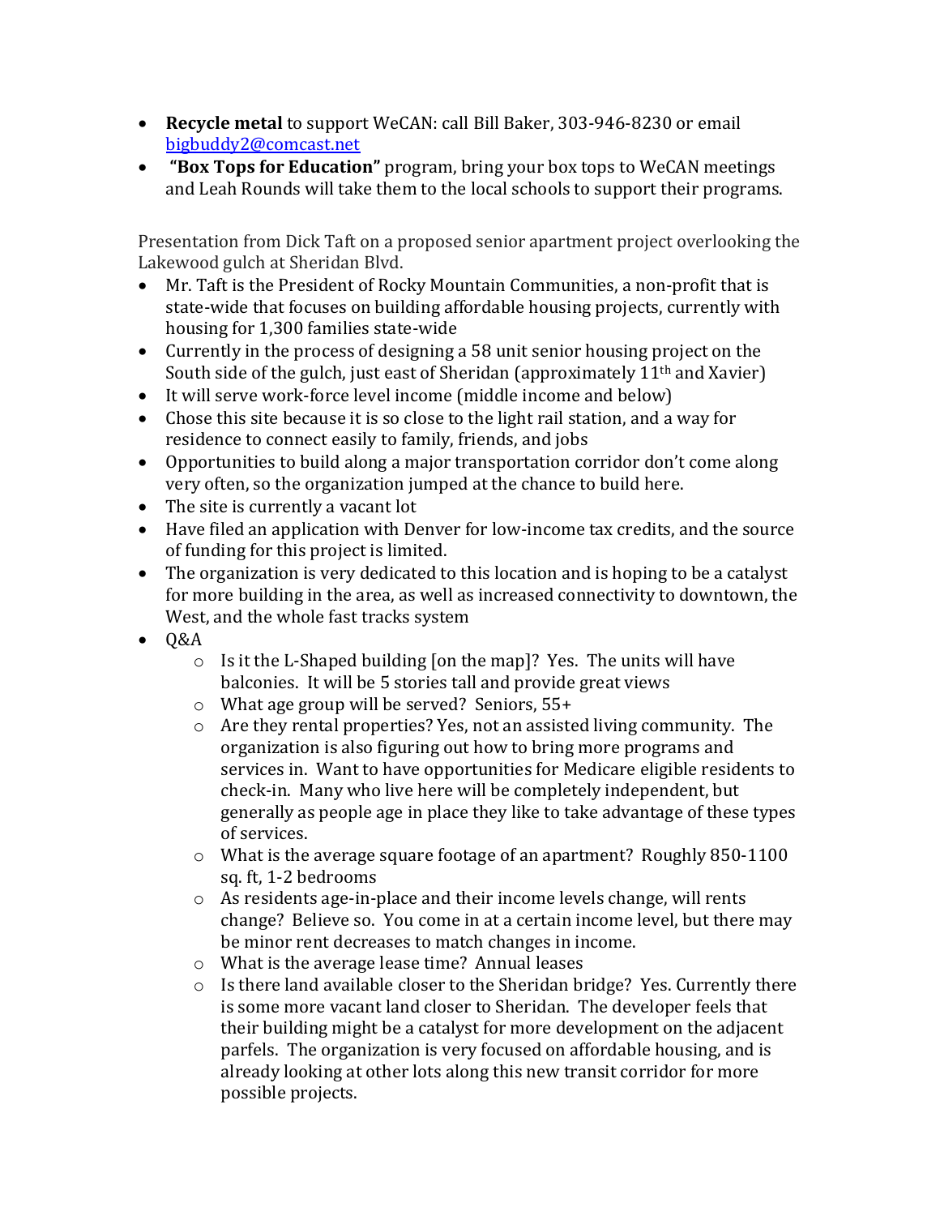- **Recycle metal** to support WeCAN: call Bill Baker, 303-946-8230 or email bigbuddy2@comcast.net
- **"Box Tops for Education"** program, bring your box tops to WeCAN meetings and Leah Rounds will take them to the local schools to support their programs.

Presentation from Dick Taft on a proposed senior apartment project overlooking the Lakewood gulch at Sheridan Blvd.

- Mr. Taft is the President of Rocky Mountain Communities, a non-profit that is state-wide that focuses on building affordable housing projects, currently with housing for 1,300 families state-wide
- Currently in the process of designing a 58 unit senior housing project on the South side of the gulch, just east of Sheridan (approximately 11th and Xavier)
- It will serve work-force level income (middle income and below)
- Chose this site because it is so close to the light rail station, and a way for residence to connect easily to family, friends, and jobs
- Opportunities to build along a major transportation corridor don't come along very often, so the organization jumped at the chance to build here.
- The site is currently a vacant lot
- Have filed an application with Denver for low-income tax credits, and the source of funding for this project is limited.
- The organization is very dedicated to this location and is hoping to be a catalyst for more building in the area, as well as increased connectivity to downtown, the West, and the whole fast tracks system
- Q&A
    - Is it the L-Shaped building [on the map]? Yes. The units will have balconies. It will be 5 stories tall and provide great views
    - What age group will be served? Seniors, 55+
    - Are they rental properties? Yes, not an assisted living community. The organization is also figuring out how to bring more programs and services in. Want to have opportunities for Medicare eligible residents to check-in. Many who live here will be completely independent, but generally as people age in place they like to take advantage of these types of services.
    - What is the average square footage of an apartment? Roughly 850-1100 sq. ft, 1-2 bedrooms
    - As residents age-in-place and their income levels change, will rents change? Believe so. You come in at a certain income level, but there may be minor rent decreases to match changes in income.
    - What is the average lease time? Annual leases
    - Is there land available closer to the Sheridan bridge? Yes. Currently there is some more vacant land closer to Sheridan. The developer feels that their building might be a catalyst for more development on the adjacent parfels. The organization is very focused on affordable housing, and is already looking at other lots along this new transit corridor for more possible projects.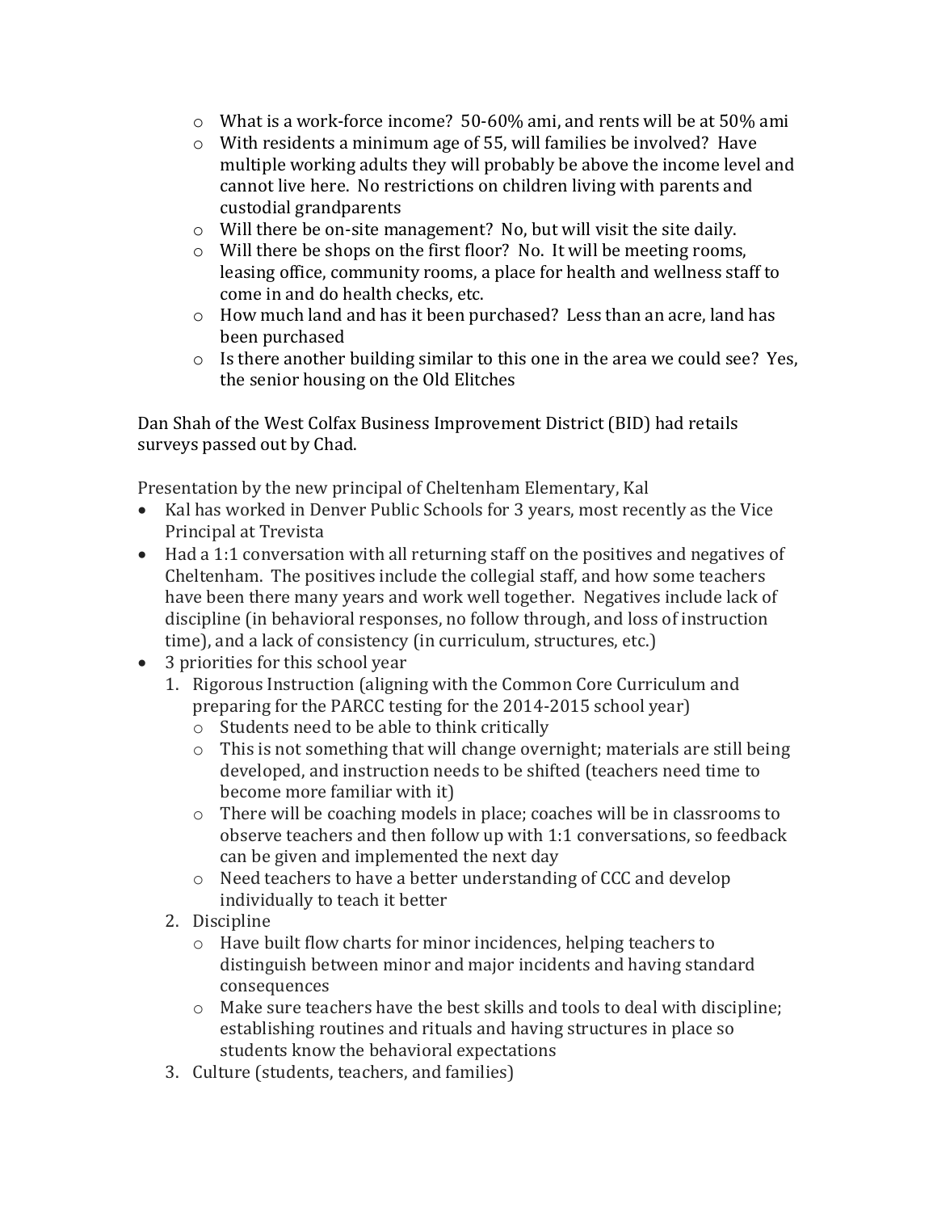- What is a work-force income? 50-60% ami, and rents will be at 50% ami
- With residents a minimum age of 55, will families be involved? Have multiple working adults they will probably be above the income level and cannot live here. No restrictions on children living with parents and custodial grandparents
- Will there be on-site management? No, but will visit the site daily.
- Will there be shops on the first floor? No. It will be meeting rooms, leasing office, community rooms, a place for health and wellness staff to come in and do health checks, etc.
- How much land and has it been purchased? Less than an acre, land has been purchased
- Is there another building similar to this one in the area we could see? Yes, the senior housing on the Old Elitches

Dan Shah of the West Colfax Business Improvement District (BID) had retails surveys passed out by Chad.

Presentation by the new principal of Cheltenham Elementary, Kal

- Kal has worked in Denver Public Schools for 3 years, most recently as the Vice Principal at Trevista
- Had a 1:1 conversation with all returning staff on the positives and negatives of Cheltenham. The positives include the collegial staff, and how some teachers have been there many years and work well together. Negatives include lack of discipline (in behavioral responses, no follow through, and loss of instruction time), and a lack of consistency (in curriculum, structures, etc.)
- 3 priorities for this school year
  1. Rigorous Instruction (aligning with the Common Core Curriculum and preparing for the PARCC testing for the 2014-2015 school year)
     - Students need to be able to think critically
     - This is not something that will change overnight; materials are still being developed, and instruction needs to be shifted (teachers need time to become more familiar with it)
     - There will be coaching models in place; coaches will be in classrooms to observe teachers and then follow up with 1:1 conversations, so feedback can be given and implemented the next day
     - Need teachers to have a better understanding of CCC and develop individually to teach it better
  2. Discipline
     - Have built flow charts for minor incidences, helping teachers to distinguish between minor and major incidents and having standard consequences
     - Make sure teachers have the best skills and tools to deal with discipline; establishing routines and rituals and having structures in place so students know the behavioral expectations
  3. Culture (students, teachers, and families)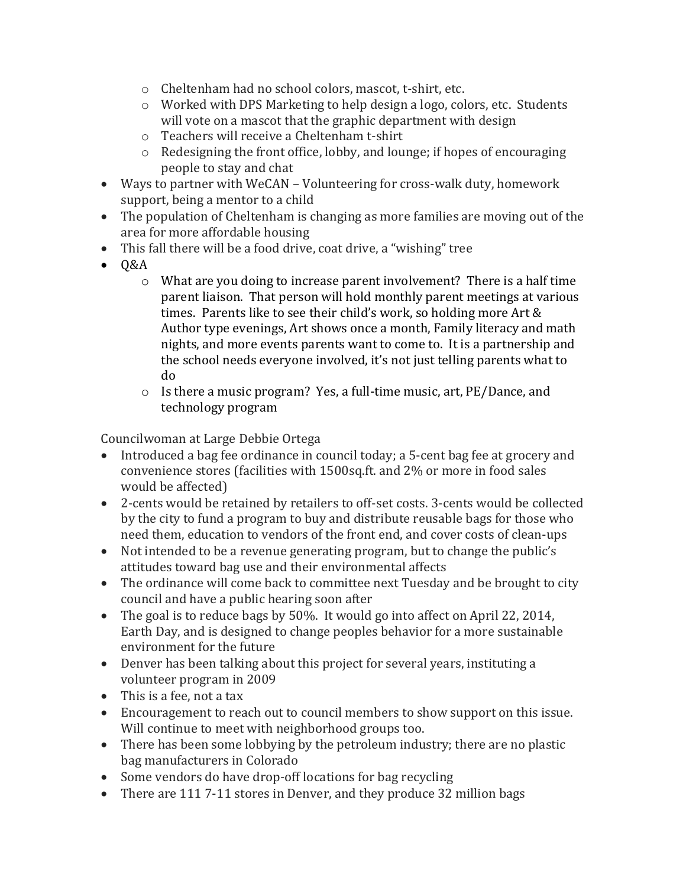- Cheltenham had no school colors, mascot, t-shirt, etc.
  - Worked with DPS Marketing to help design a logo, colors, etc. Students will vote on a mascot that the graphic department with design
  - Teachers will receive a Cheltenham t-shirt
  - Redesigning the front office, lobby, and lounge; if hopes of encouraging people to stay and chat
- Ways to partner with WeCAN – Volunteering for cross-walk duty, homework support, being a mentor to a child
- The population of Cheltenham is changing as more families are moving out of the area for more affordable housing
- This fall there will be a food drive, coat drive, a "wishing" tree
- Q&A
  - What are you doing to increase parent involvement? There is a half time parent liaison. That person will hold monthly parent meetings at various times. Parents like to see their child's work, so holding more Art & Author type evenings, Art shows once a month, Family literacy and math nights, and more events parents want to come to. It is a partnership and the school needs everyone involved, it's not just telling parents what to do
  - Is there a music program? Yes, a full-time music, art, PE/Dance, and technology program

Councilwoman at Large Debbie Ortega

- Introduced a bag fee ordinance in council today; a 5-cent bag fee at grocery and convenience stores (facilities with 1500sq.ft. and 2% or more in food sales would be affected)
- 2-cents would be retained by retailers to off-set costs. 3-cents would be collected by the city to fund a program to buy and distribute reusable bags for those who need them, education to vendors of the front end, and cover costs of clean-ups
- Not intended to be a revenue generating program, but to change the public's attitudes toward bag use and their environmental affects
- The ordinance will come back to committee next Tuesday and be brought to city council and have a public hearing soon after
- The goal is to reduce bags by 50%. It would go into affect on April 22, 2014, Earth Day, and is designed to change peoples behavior for a more sustainable environment for the future
- Denver has been talking about this project for several years, instituting a volunteer program in 2009
- This is a fee, not a tax
- Encouragement to reach out to council members to show support on this issue. Will continue to meet with neighborhood groups too.
- There has been some lobbying by the petroleum industry; there are no plastic bag manufacturers in Colorado
- Some vendors do have drop-off locations for bag recycling
- There are 111 7-11 stores in Denver, and they produce 32 million bags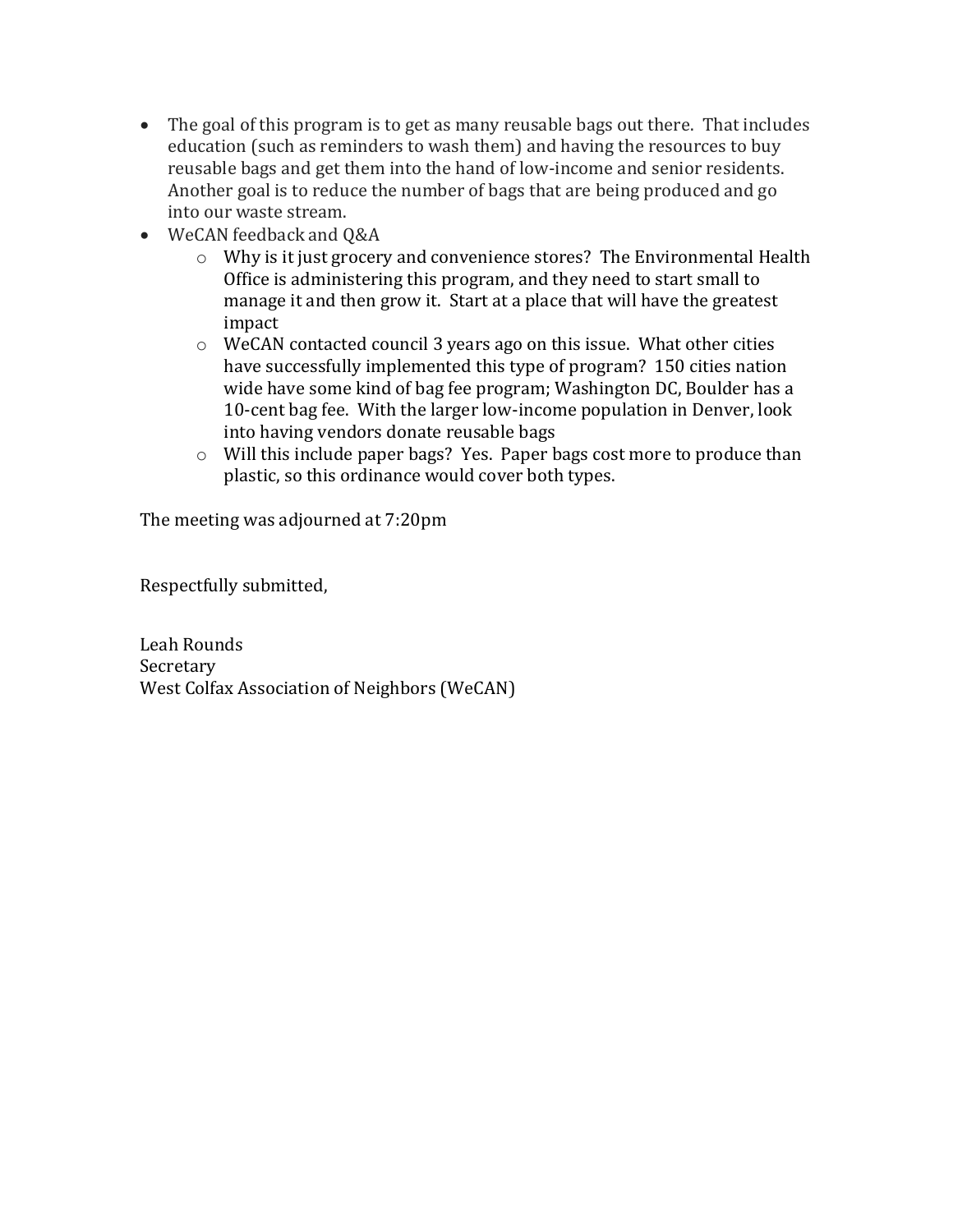- The goal of this program is to get as many reusable bags out there. That includes education (such as reminders to wash them) and having the resources to buy reusable bags and get them into the hand of low-income and senior residents. Another goal is to reduce the number of bags that are being produced and go into our waste stream.
- WeCAN feedback and Q&A
  - Why is it just grocery and convenience stores? The Environmental Health Office is administering this program, and they need to start small to manage it and then grow it. Start at a place that will have the greatest impact
  - WeCAN contacted council 3 years ago on this issue. What other cities have successfully implemented this type of program? 150 cities nation wide have some kind of bag fee program; Washington DC, Boulder has a 10-cent bag fee. With the larger low-income population in Denver, look into having vendors donate reusable bags
  - Will this include paper bags? Yes. Paper bags cost more to produce than plastic, so this ordinance would cover both types.

The meeting was adjourned at 7:20pm

Respectfully submitted,

Leah Rounds
Secretary
West Colfax Association of Neighbors (WeCAN)